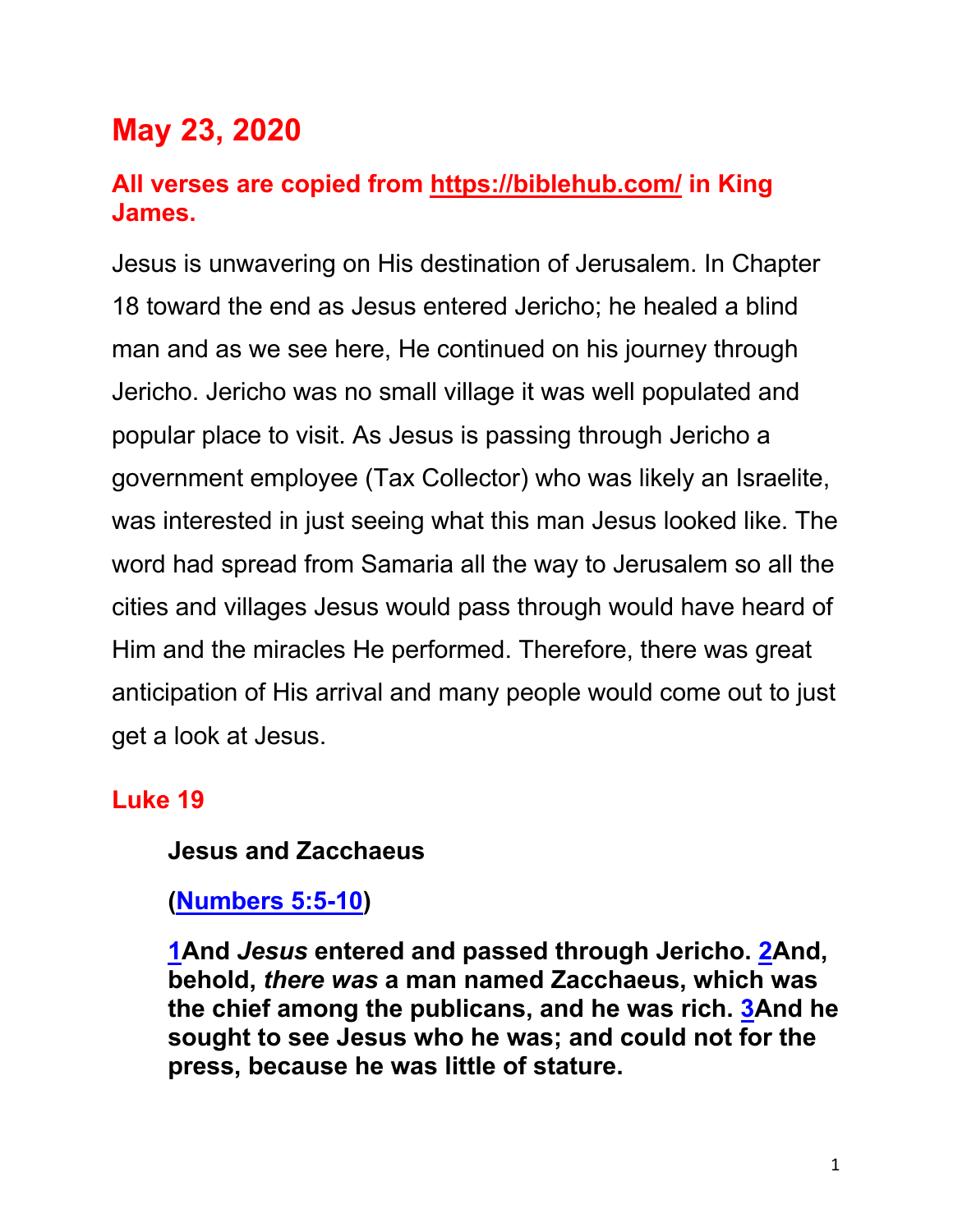# May 23, 2020

**All verses are copied from https://biblehub.com/ in King James.**

Jesus is unwavering on His destination of Jerusalem. In Chapter 18 toward the end as Jesus entered Jericho; he healed a blind man and as we see here, He continued on his journey through Jericho. Jericho was no small village it was well populated and popular place to visit. As Jesus is passing through Jericho a government employee (Tax Collector) who was likely an Israelite, was interested in just seeing what this man Jesus looked like. The word had spread from Samaria all the way to Jerusalem so all the cities and villages Jesus would pass through would have heard of Him and the miracles He performed. Therefore, there was great anticipation of His arrival and many people would come out to just get a look at Jesus.

## Luke 19

**Jesus and Zacchaeus**

**(Numbers 5:5-10)**

**1And *Jesus* entered and passed through Jericho. 2And, behold, *there was* a man named Zacchaeus, which was the chief among the publicans, and he was rich. 3And he sought to see Jesus who he was; and could not for the press, because he was little of stature.**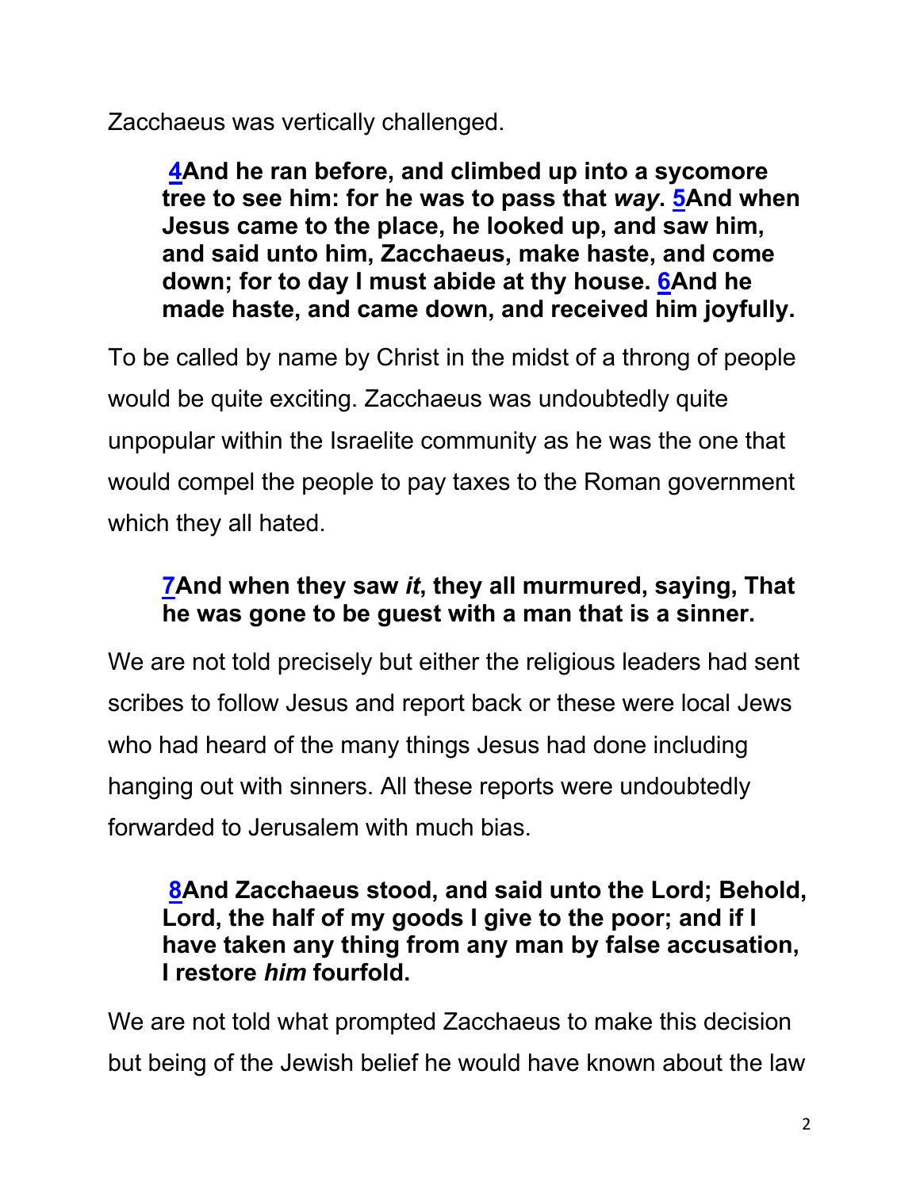Zacchaeus was vertically challenged.

> **4And he ran before, and climbed up into a sycomore tree to see him: for he was to pass that *way*. 5And when Jesus came to the place, he looked up, and saw him, and said unto him, Zacchaeus, make haste, and come down; for to day I must abide at thy house. 6And he made haste, and came down, and received him joyfully.**

To be called by name by Christ in the midst of a throng of people would be quite exciting. Zacchaeus was undoubtedly quite unpopular within the Israelite community as he was the one that would compel the people to pay taxes to the Roman government which they all hated.

> **7And when they saw *it*, they all murmured, saying, That he was gone to be guest with a man that is a sinner.**

We are not told precisely but either the religious leaders had sent scribes to follow Jesus and report back or these were local Jews who had heard of the many things Jesus had done including hanging out with sinners. All these reports were undoubtedly forwarded to Jerusalem with much bias.

> **8And Zacchaeus stood, and said unto the Lord; Behold, Lord, the half of my goods I give to the poor; and if I have taken any thing from any man by false accusation, I restore *him* fourfold.**

We are not told what prompted Zacchaeus to make this decision but being of the Jewish belief he would have known about the law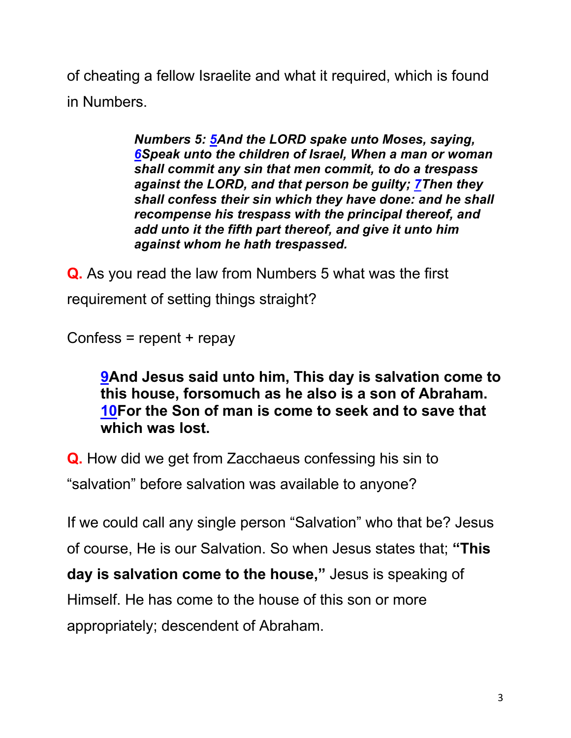of cheating a fellow Israelite and what it required, which is found in Numbers.

> ***Numbers 5: 5And the LORD spake unto Moses, saying, 6Speak unto the children of Israel, When a man or woman shall commit any sin that men commit, to do a trespass against the LORD, and that person be guilty; 7Then they shall confess their sin which they have done: and he shall recompense his trespass with the principal thereof, and add unto it the fifth part thereof, and give it unto him against whom he hath trespassed.***

**Q.** As you read the law from Numbers 5 what was the first requirement of setting things straight?

Confess = repent + repay

> **9And Jesus said unto him, This day is salvation come to this house, forsomuch as he also is a son of Abraham. 10For the Son of man is come to seek and to save that which was lost.**

**Q.** How did we get from Zacchaeus confessing his sin to "salvation" before salvation was available to anyone?

If we could call any single person "Salvation" who that be? Jesus of course, He is our Salvation. So when Jesus states that; **"This day is salvation come to the house,"** Jesus is speaking of Himself. He has come to the house of this son or more appropriately; descendent of Abraham.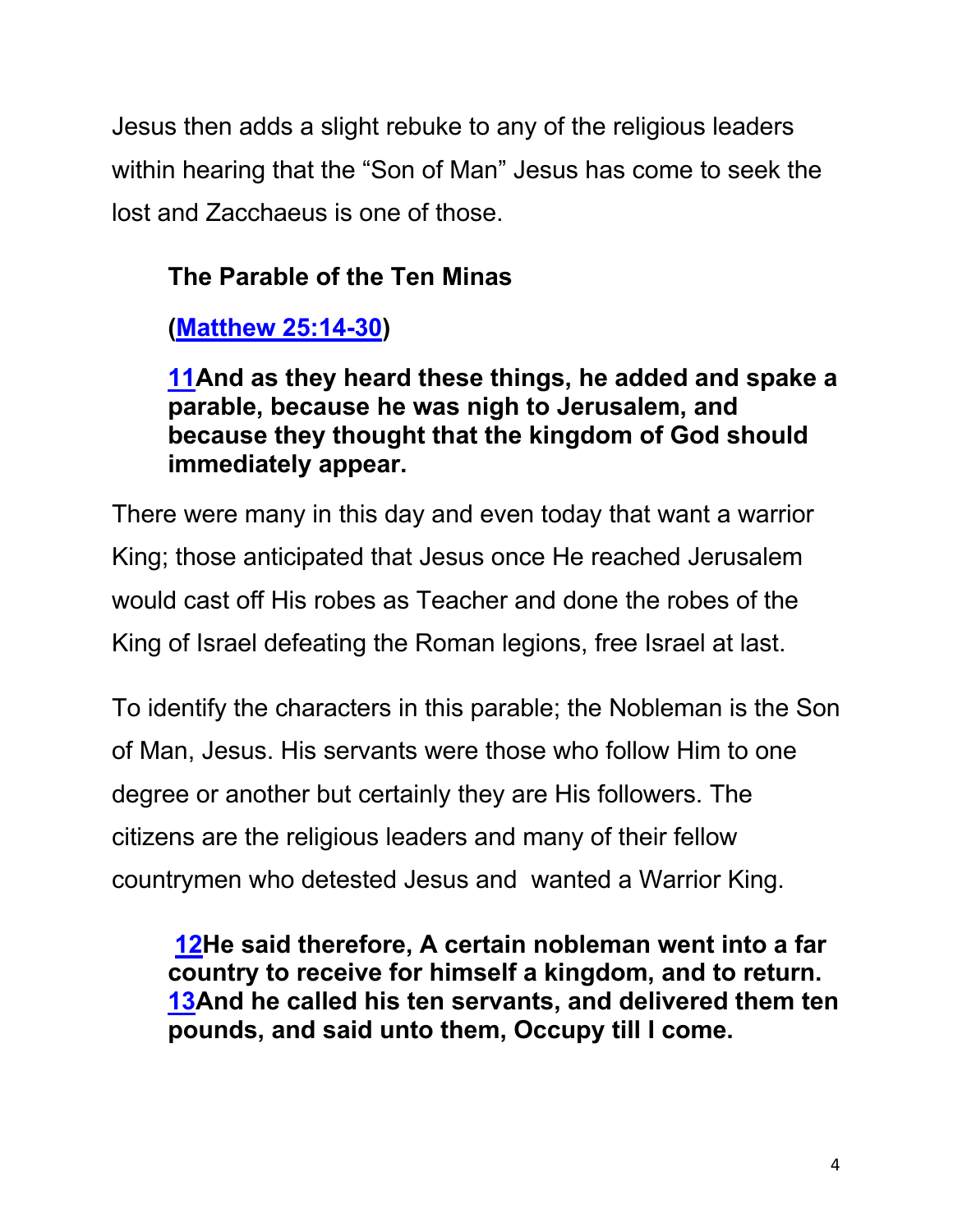Jesus then adds a slight rebuke to any of the religious leaders within hearing that the "Son of Man" Jesus has come to seek the lost and Zacchaeus is one of those.

**The Parable of the Ten Minas**

**([Matthew 25:14-30](#))**

> **11And as they heard these things, he added and spake a parable, because he was nigh to Jerusalem, and because they thought that the kingdom of God should immediately appear.**

There were many in this day and even today that want a warrior King; those anticipated that Jesus once He reached Jerusalem would cast off His robes as Teacher and done the robes of the King of Israel defeating the Roman legions, free Israel at last.

To identify the characters in this parable; the Nobleman is the Son of Man, Jesus. His servants were those who follow Him to one degree or another but certainly they are His followers. The citizens are the religious leaders and many of their fellow countrymen who detested Jesus and wanted a Warrior King.

> **12He said therefore, A certain nobleman went into a far country to receive for himself a kingdom, and to return. 13And he called his ten servants, and delivered them ten pounds, and said unto them, Occupy till I come.**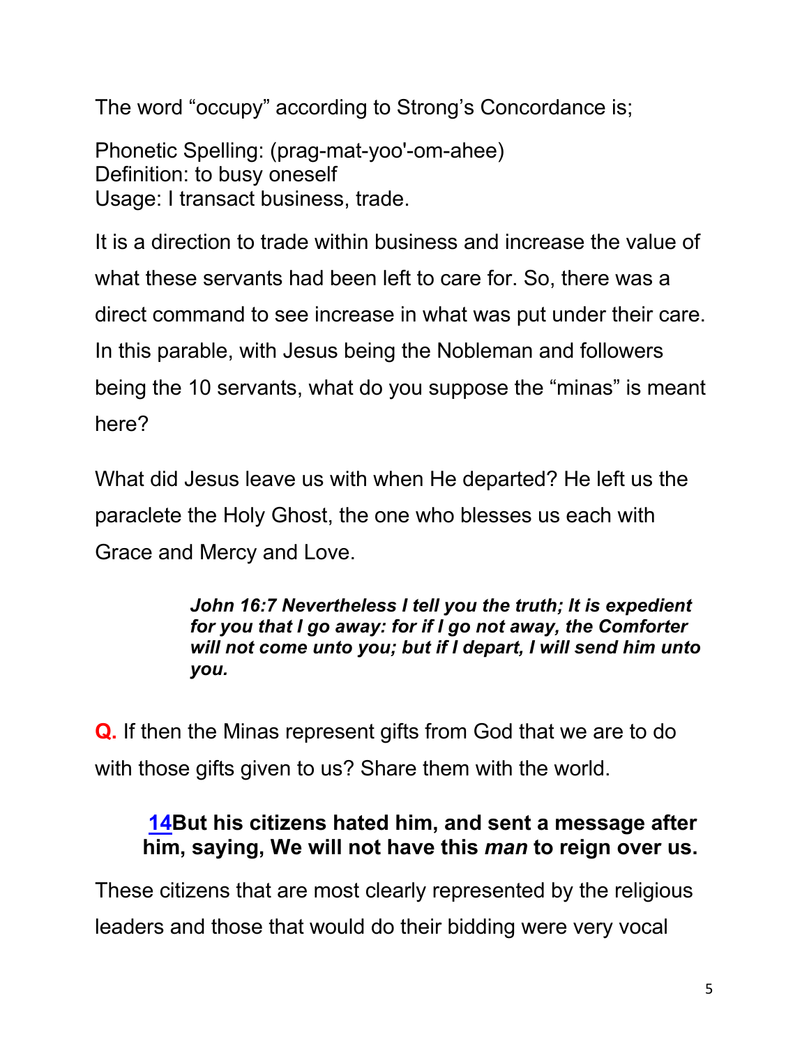The word "occupy" according to Strong's Concordance is;

Phonetic Spelling: (prag-mat-yoo'-om-ahee)
Definition: to busy oneself
Usage: I transact business, trade.

It is a direction to trade within business and increase the value of what these servants had been left to care for. So, there was a direct command to see increase in what was put under their care. In this parable, with Jesus being the Nobleman and followers being the 10 servants, what do you suppose the "minas" is meant here?

What did Jesus leave us with when He departed? He left us the paraclete the Holy Ghost, the one who blesses us each with Grace and Mercy and Love.

> ***John 16:7 Nevertheless I tell you the truth; It is expedient for you that I go away: for if I go not away, the Comforter will not come unto you; but if I depart, I will send him unto you.***

**Q.** If then the Minas represent gifts from God that we are to do with those gifts given to us? Share them with the world.

> **14But his citizens hated him, and sent a message after him, saying, We will not have this *man* to reign over us.**

These citizens that are most clearly represented by the religious leaders and those that would do their bidding were very vocal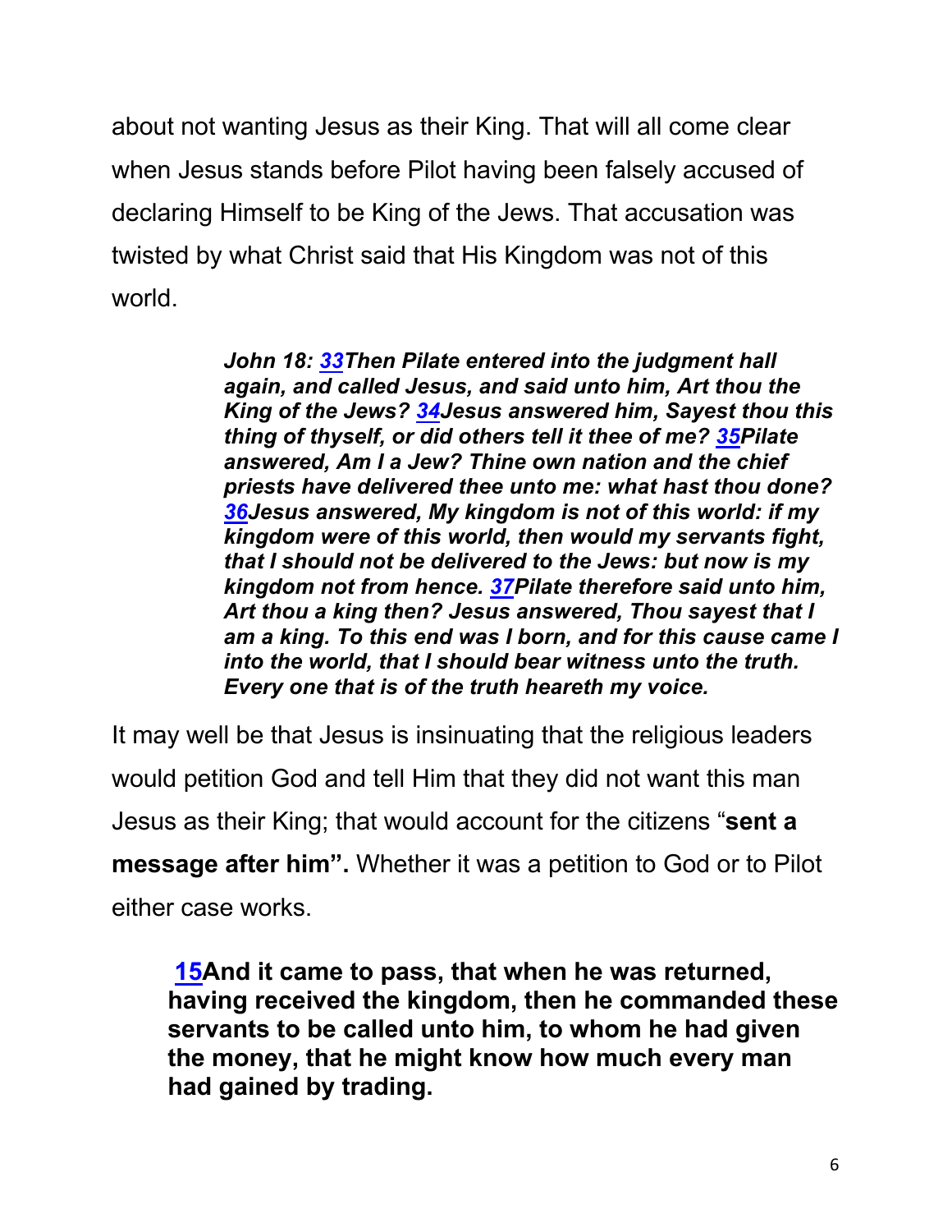about not wanting Jesus as their King. That will all come clear when Jesus stands before Pilot having been falsely accused of declaring Himself to be King of the Jews. That accusation was twisted by what Christ said that His Kingdom was not of this world.

> ***John 18: 33Then Pilate entered into the judgment hall again, and called Jesus, and said unto him, Art thou the King of the Jews? 34Jesus answered him, Sayest thou this thing of thyself, or did others tell it thee of me? 35Pilate answered, Am I a Jew? Thine own nation and the chief priests have delivered thee unto me: what hast thou done? 36Jesus answered, My kingdom is not of this world: if my kingdom were of this world, then would my servants fight, that I should not be delivered to the Jews: but now is my kingdom not from hence. 37Pilate therefore said unto him, Art thou a king then? Jesus answered, Thou sayest that I am a king. To this end was I born, and for this cause came I into the world, that I should bear witness unto the truth. Every one that is of the truth heareth my voice.***

It may well be that Jesus is insinuating that the religious leaders would petition God and tell Him that they did not want this man Jesus as their King; that would account for the citizens "**sent a message after him".** Whether it was a petition to God or to Pilot either case works.

> **15And it came to pass, that when he was returned, having received the kingdom, then he commanded these servants to be called unto him, to whom he had given the money, that he might know how much every man had gained by trading.**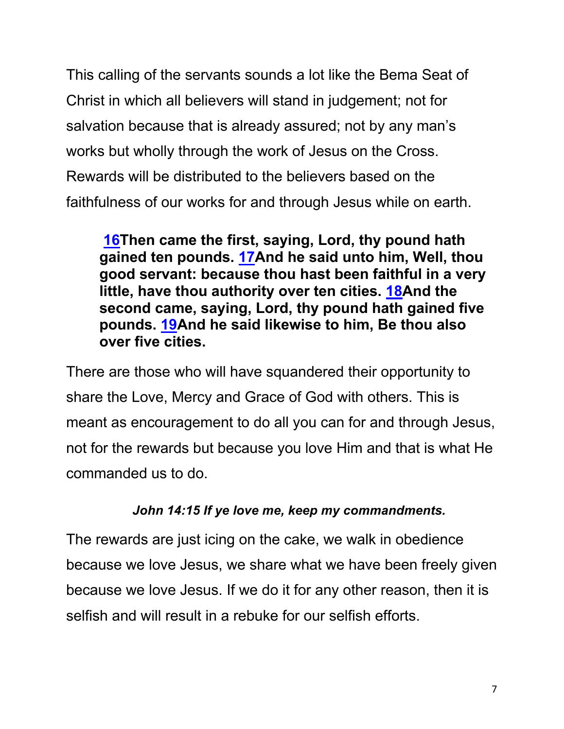This calling of the servants sounds a lot like the Bema Seat of Christ in which all believers will stand in judgement; not for salvation because that is already assured; not by any man's works but wholly through the work of Jesus on the Cross. Rewards will be distributed to the believers based on the faithfulness of our works for and through Jesus while on earth.

> **16Then came the first, saying, Lord, thy pound hath gained ten pounds. 17And he said unto him, Well, thou good servant: because thou hast been faithful in a very little, have thou authority over ten cities. 18And the second came, saying, Lord, thy pound hath gained five pounds. 19And he said likewise to him, Be thou also over five cities.**

There are those who will have squandered their opportunity to share the Love, Mercy and Grace of God with others. This is meant as encouragement to do all you can for and through Jesus, not for the rewards but because you love Him and that is what He commanded us to do.

***John 14:15 If ye love me, keep my commandments.***

The rewards are just icing on the cake, we walk in obedience because we love Jesus, we share what we have been freely given because we love Jesus. If we do it for any other reason, then it is selfish and will result in a rebuke for our selfish efforts.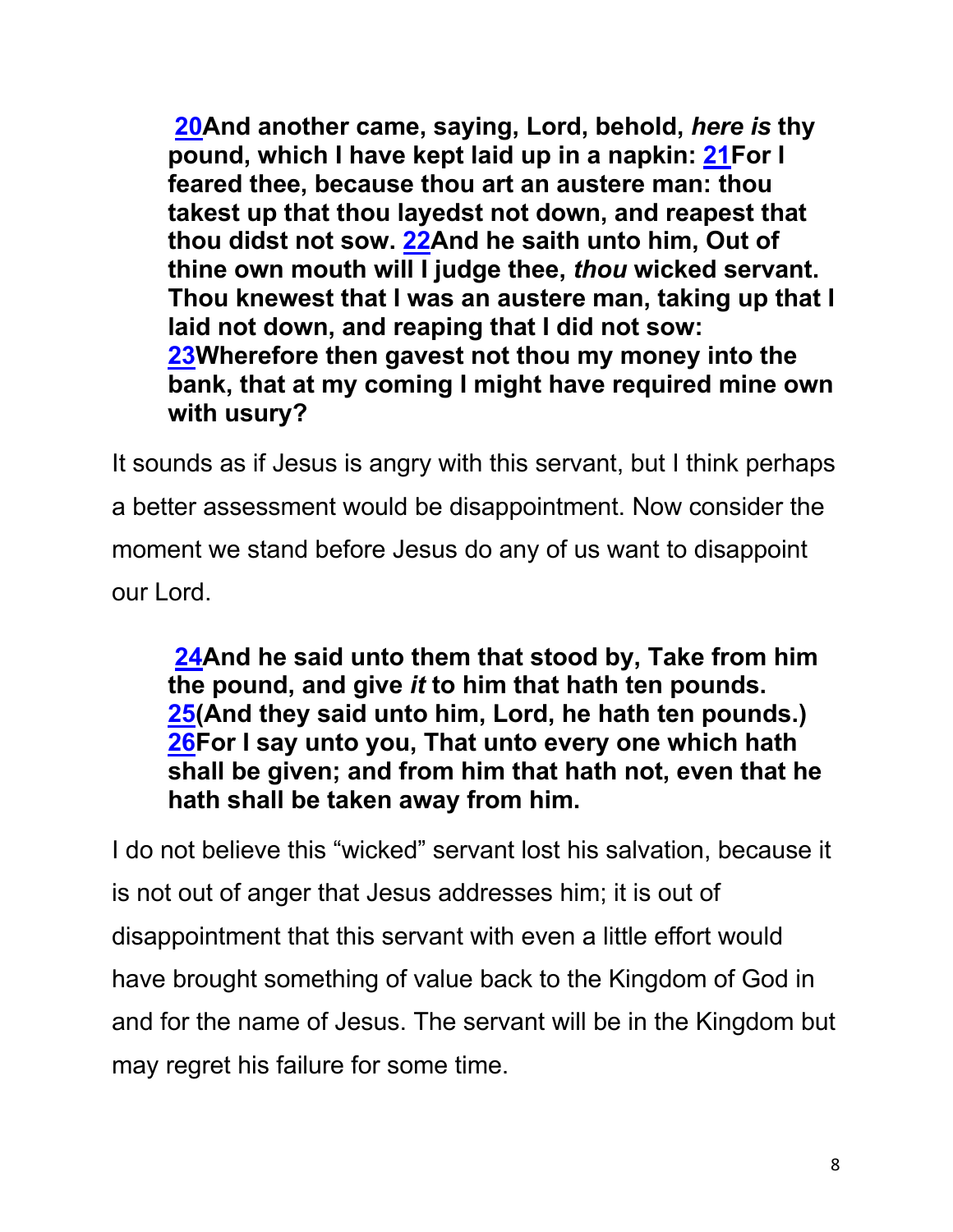> **[20](#)And another came, saying, Lord, behold, *here is* thy pound, which I have kept laid up in a napkin: [21](#)For I feared thee, because thou art an austere man: thou takest up that thou layedst not down, and reapest that thou didst not sow. [22](#)And he saith unto him, Out of thine own mouth will I judge thee, *thou* wicked servant. Thou knewest that I was an austere man, taking up that I laid not down, and reaping that I did not sow: [23](#)Wherefore then gavest not thou my money into the bank, that at my coming I might have required mine own with usury?**

It sounds as if Jesus is angry with this servant, but I think perhaps a better assessment would be disappointment. Now consider the moment we stand before Jesus do any of us want to disappoint our Lord.

> **[24](#)And he said unto them that stood by, Take from him the pound, and give *it* to him that hath ten pounds. [25](#)(And they said unto him, Lord, he hath ten pounds.) [26](#)For I say unto you, That unto every one which hath shall be given; and from him that hath not, even that he hath shall be taken away from him.**

I do not believe this "wicked" servant lost his salvation, because it is not out of anger that Jesus addresses him; it is out of disappointment that this servant with even a little effort would have brought something of value back to the Kingdom of God in and for the name of Jesus. The servant will be in the Kingdom but may regret his failure for some time.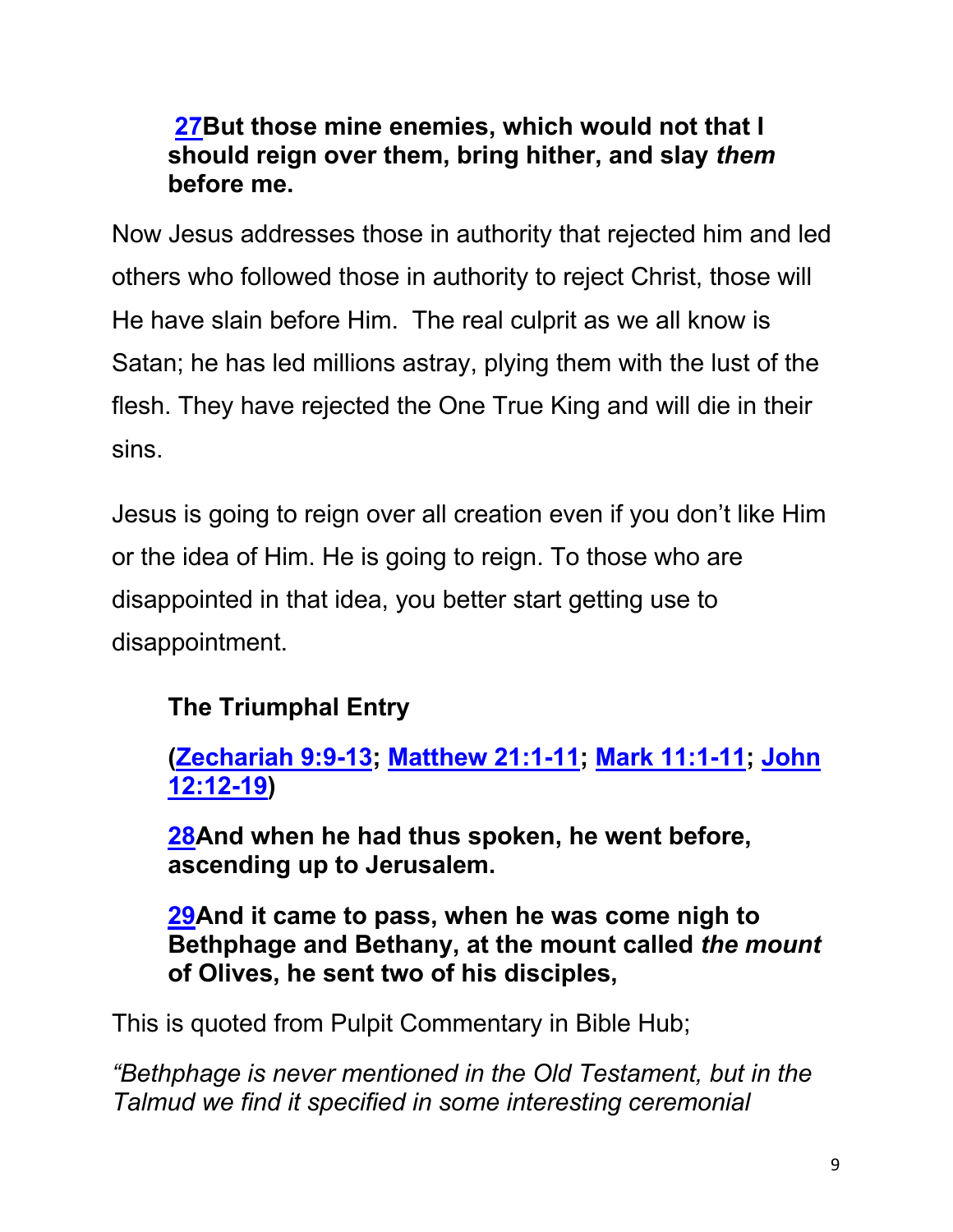**27But those mine enemies, which would not that I should reign over them, bring hither, and slay *them* before me.**

Now Jesus addresses those in authority that rejected him and led others who followed those in authority to reject Christ, those will He have slain before Him. The real culprit as we all know is Satan; he has led millions astray, plying them with the lust of the flesh. They have rejected the One True King and will die in their sins.

Jesus is going to reign over all creation even if you don't like Him or the idea of Him. He is going to reign. To those who are disappointed in that idea, you better start getting use to disappointment.

**The Triumphal Entry**

**(Zechariah 9:9-13; Matthew 21:1-11; Mark 11:1-11; John 12:12-19)**

**28And when he had thus spoken, he went before, ascending up to Jerusalem.**

**29And it came to pass, when he was come nigh to Bethphage and Bethany, at the mount called *the mount* of Olives, he sent two of his disciples,**

This is quoted from Pulpit Commentary in Bible Hub;

*"Bethphage is never mentioned in the Old Testament, but in the Talmud we find it specified in some interesting ceremonial*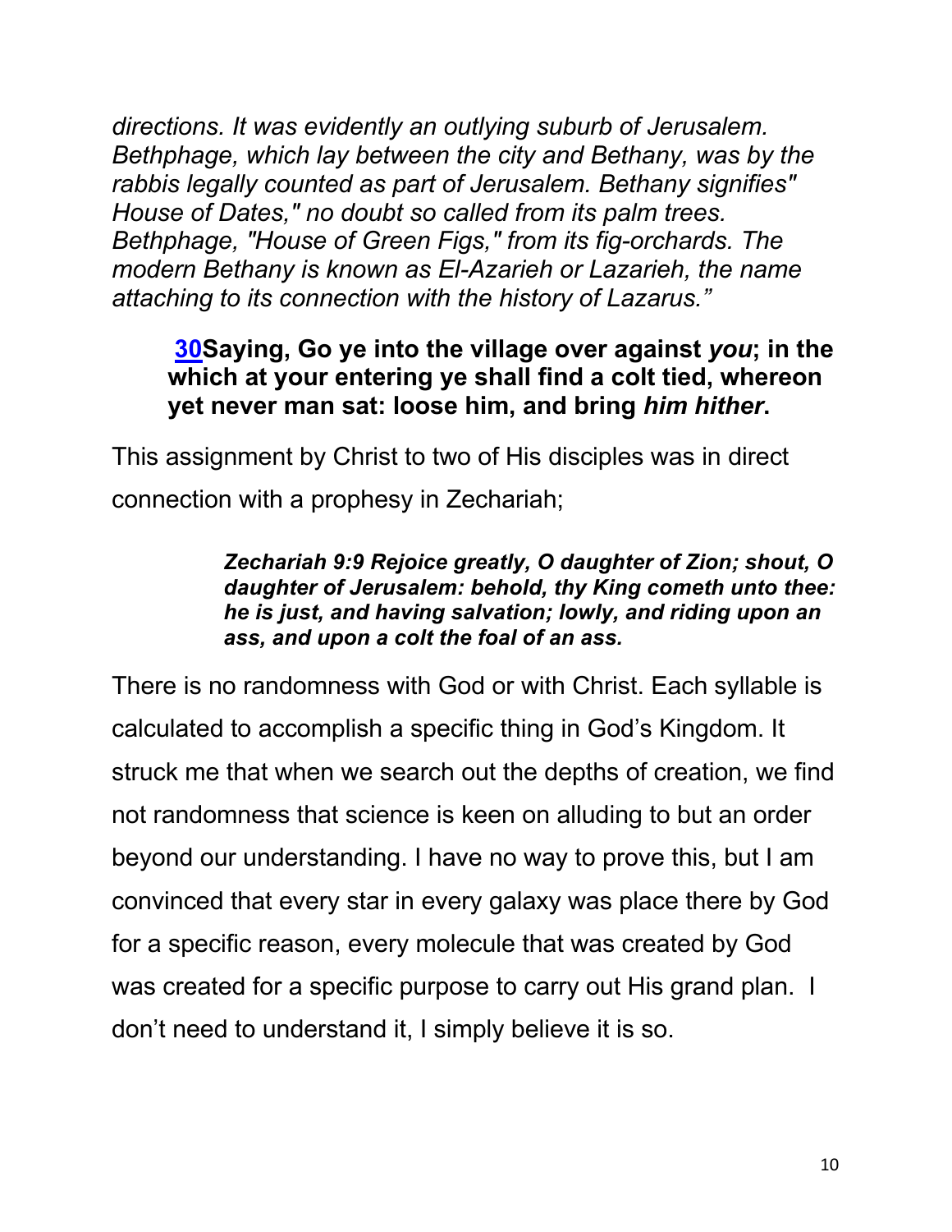*directions. It was evidently an outlying suburb of Jerusalem. Bethphage, which lay between the city and Bethany, was by the rabbis legally counted as part of Jerusalem. Bethany signifies" House of Dates," no doubt so called from its palm trees. Bethphage, "House of Green Figs," from its fig-orchards. The modern Bethany is known as El-Azarieh or Lazarieh, the name attaching to its connection with the history of Lazarus."*

> **30Saying, Go ye into the village over against *you*; in the which at your entering ye shall find a colt tied, whereon yet never man sat: loose him, and bring *him hither*.**

This assignment by Christ to two of His disciples was in direct connection with a prophesy in Zechariah;

> ***Zechariah 9:9 Rejoice greatly, O daughter of Zion; shout, O daughter of Jerusalem: behold, thy King cometh unto thee: he is just, and having salvation; lowly, and riding upon an ass, and upon a colt the foal of an ass.***

There is no randomness with God or with Christ. Each syllable is calculated to accomplish a specific thing in God's Kingdom. It struck me that when we search out the depths of creation, we find not randomness that science is keen on alluding to but an order beyond our understanding. I have no way to prove this, but I am convinced that every star in every galaxy was place there by God for a specific reason, every molecule that was created by God was created for a specific purpose to carry out His grand plan. I don't need to understand it, I simply believe it is so.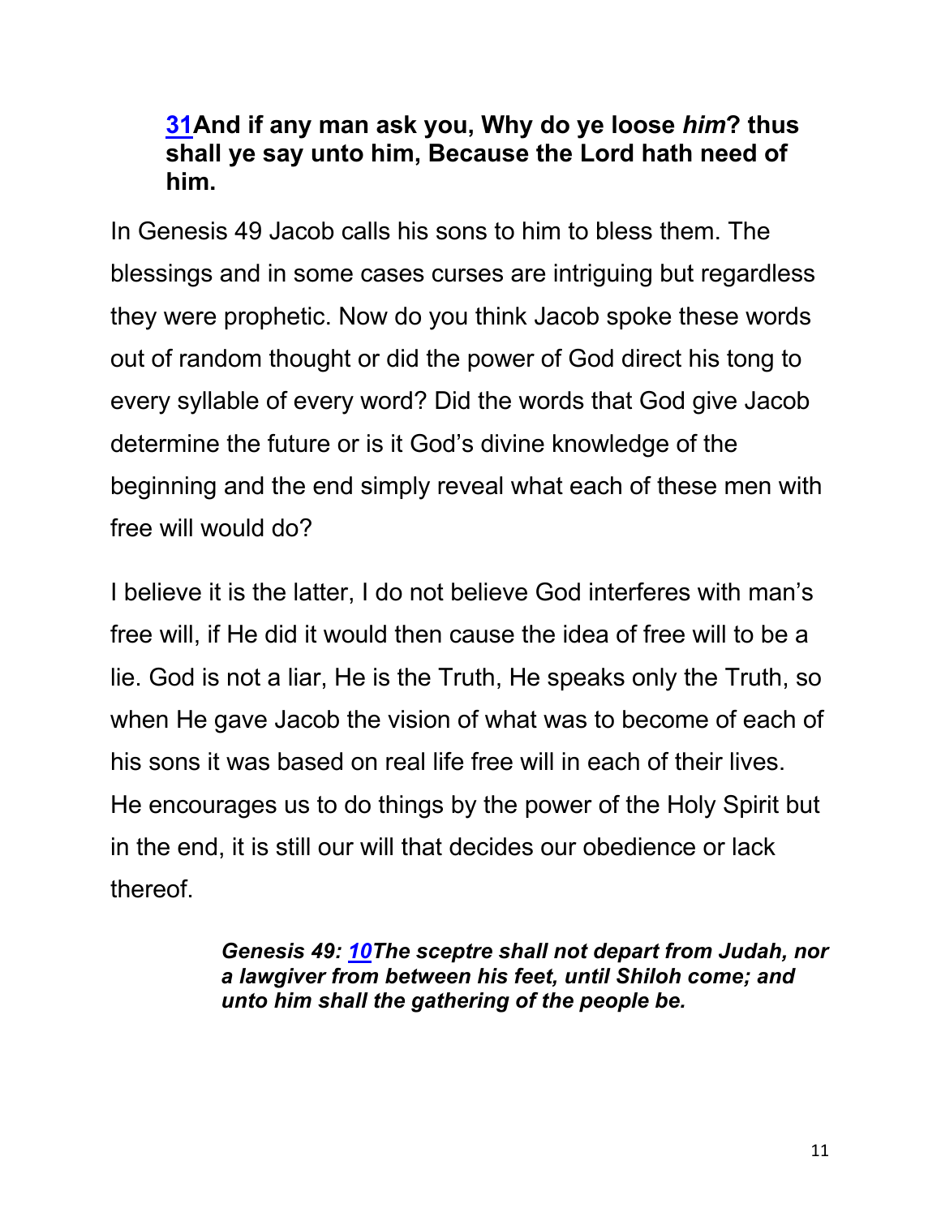**[31](#)And if any man ask you, Why do ye loose *him*? thus shall ye say unto him, Because the Lord hath need of him.**

In Genesis 49 Jacob calls his sons to him to bless them. The blessings and in some cases curses are intriguing but regardless they were prophetic. Now do you think Jacob spoke these words out of random thought or did the power of God direct his tong to every syllable of every word? Did the words that God give Jacob determine the future or is it God's divine knowledge of the beginning and the end simply reveal what each of these men with free will would do?

I believe it is the latter, I do not believe God interferes with man's free will, if He did it would then cause the idea of free will to be a lie. God is not a liar, He is the Truth, He speaks only the Truth, so when He gave Jacob the vision of what was to become of each of his sons it was based on real life free will in each of their lives. He encourages us to do things by the power of the Holy Spirit but in the end, it is still our will that decides our obedience or lack thereof.

> ***Genesis 49: [10](#)The sceptre shall not depart from Judah, nor a lawgiver from between his feet, until Shiloh come; and unto him shall the gathering of the people be.***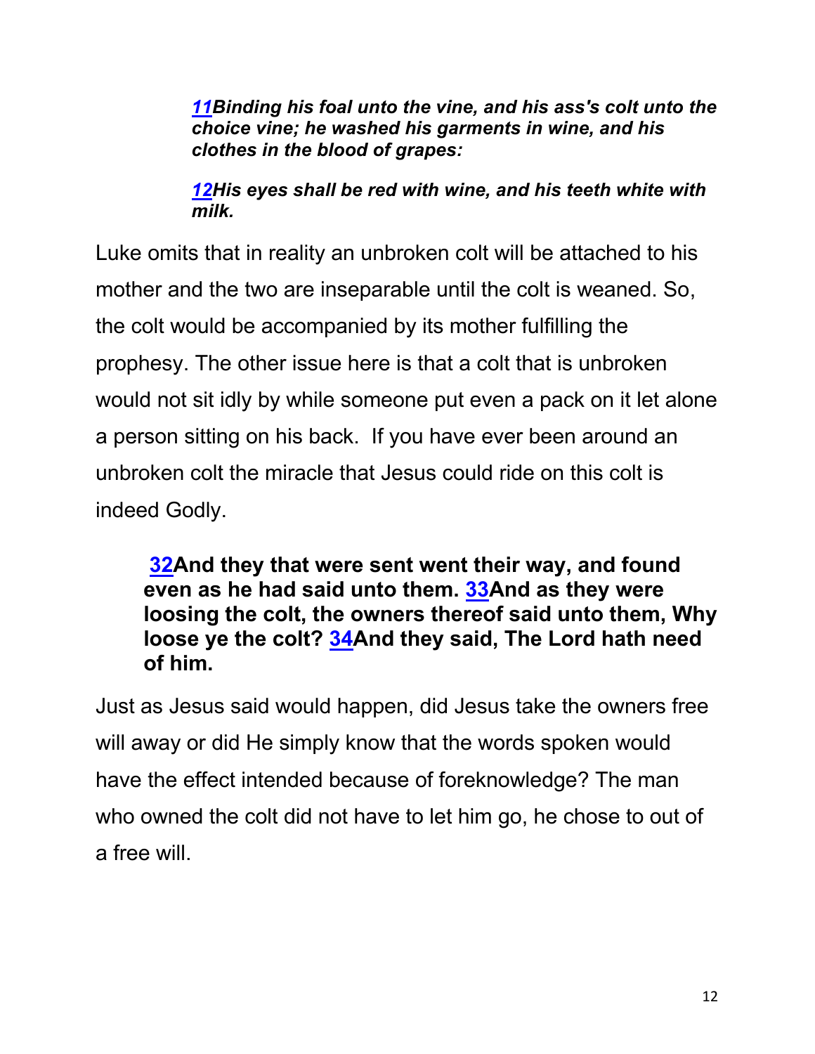> ***11**Binding his foal unto the vine, and his ass's colt unto the choice vine; he washed his garments in wine, and his clothes in the blood of grapes:*
>
> ***12**His eyes shall be red with wine, and his teeth white with milk.*

Luke omits that in reality an unbroken colt will be attached to his mother and the two are inseparable until the colt is weaned. So, the colt would be accompanied by its mother fulfilling the prophesy. The other issue here is that a colt that is unbroken would not sit idly by while someone put even a pack on it let alone a person sitting on his back. If you have ever been around an unbroken colt the miracle that Jesus could ride on this colt is indeed Godly.

> **32And they that were sent went their way, and found even as he had said unto them. 33And as they were loosing the colt, the owners thereof said unto them, Why loose ye the colt? 34And they said, The Lord hath need of him.**

Just as Jesus said would happen, did Jesus take the owners free will away or did He simply know that the words spoken would have the effect intended because of foreknowledge? The man who owned the colt did not have to let him go, he chose to out of a free will.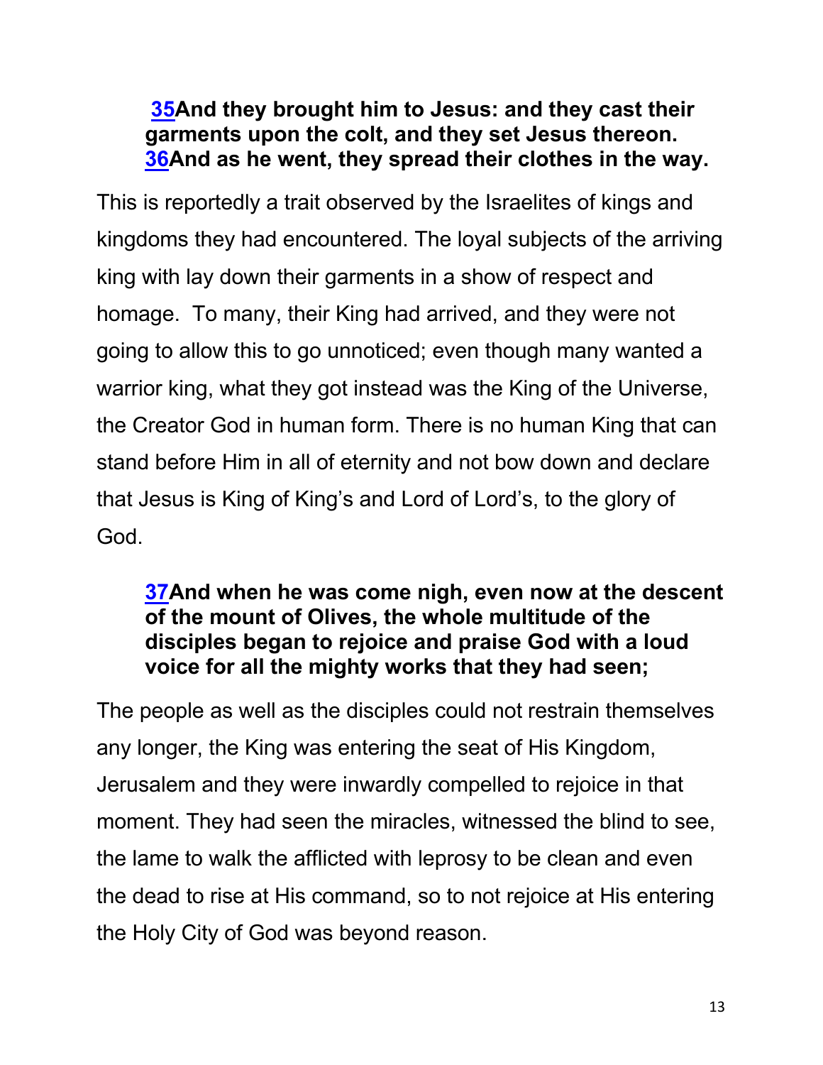**[35](#)And they brought him to Jesus: and they cast their garments upon the colt, and they set Jesus thereon. [36](#)And as he went, they spread their clothes in the way.**

This is reportedly a trait observed by the Israelites of kings and kingdoms they had encountered. The loyal subjects of the arriving king with lay down their garments in a show of respect and homage. To many, their King had arrived, and they were not going to allow this to go unnoticed; even though many wanted a warrior king, what they got instead was the King of the Universe, the Creator God in human form. There is no human King that can stand before Him in all of eternity and not bow down and declare that Jesus is King of King's and Lord of Lord's, to the glory of God.

**[37](#)And when he was come nigh, even now at the descent of the mount of Olives, the whole multitude of the disciples began to rejoice and praise God with a loud voice for all the mighty works that they had seen;**

The people as well as the disciples could not restrain themselves any longer, the King was entering the seat of His Kingdom, Jerusalem and they were inwardly compelled to rejoice in that moment. They had seen the miracles, witnessed the blind to see, the lame to walk the afflicted with leprosy to be clean and even the dead to rise at His command, so to not rejoice at His entering the Holy City of God was beyond reason.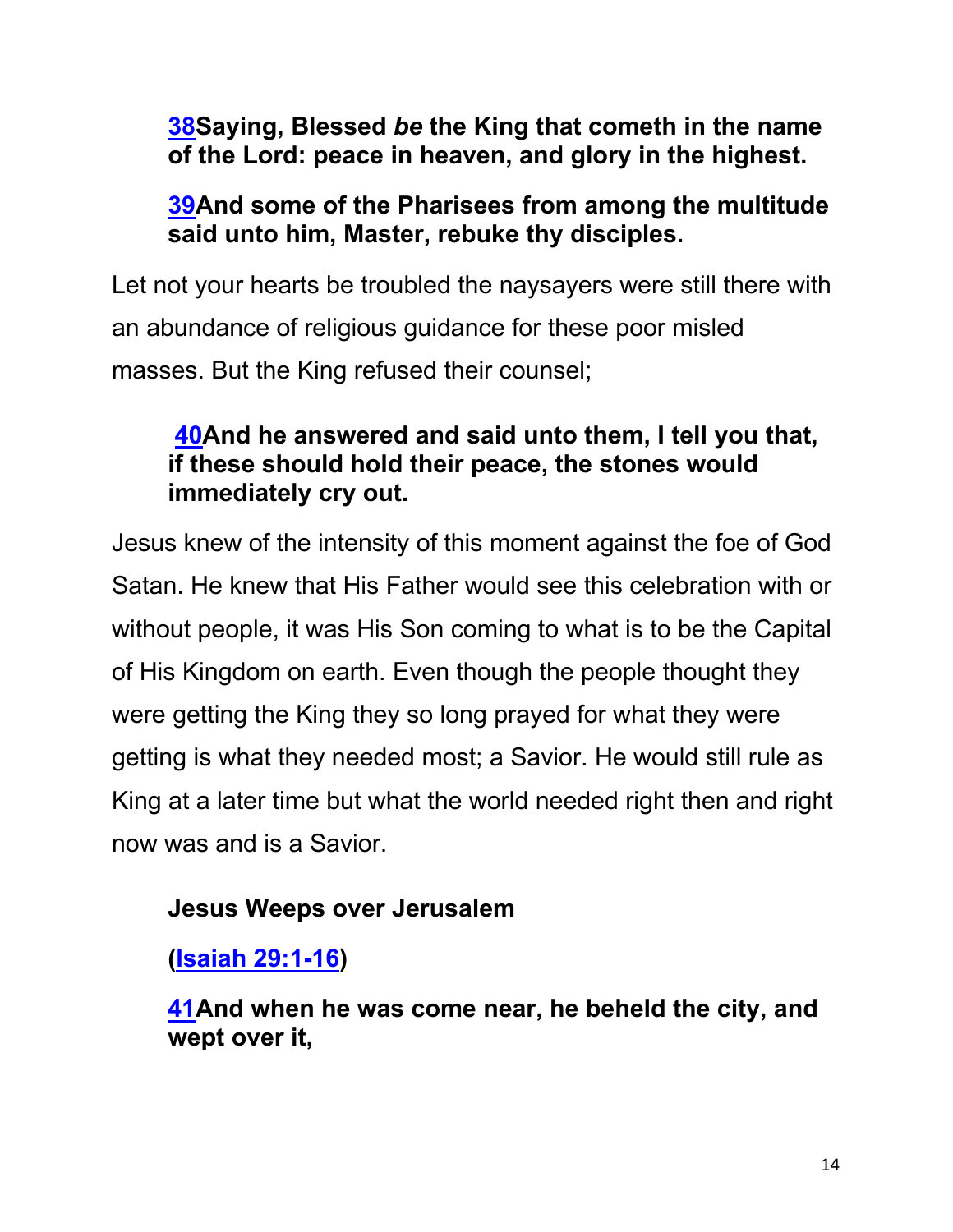**[38](#)Saying, Blessed *be* the King that cometh in the name of the Lord: peace in heaven, and glory in the highest.**

**[39](#)And some of the Pharisees from among the multitude said unto him, Master, rebuke thy disciples.**

Let not your hearts be troubled the naysayers were still there with an abundance of religious guidance for these poor misled masses. But the King refused their counsel;

**[40](#)And he answered and said unto them, I tell you that, if these should hold their peace, the stones would immediately cry out.**

Jesus knew of the intensity of this moment against the foe of God Satan. He knew that His Father would see this celebration with or without people, it was His Son coming to what is to be the Capital of His Kingdom on earth. Even though the people thought they were getting the King they so long prayed for what they were getting is what they needed most; a Savior. He would still rule as King at a later time but what the world needed right then and right now was and is a Savior.

**Jesus Weeps over Jerusalem**

**([Isaiah 29:1-16](#))**

**[41](#)And when he was come near, he beheld the city, and wept over it,**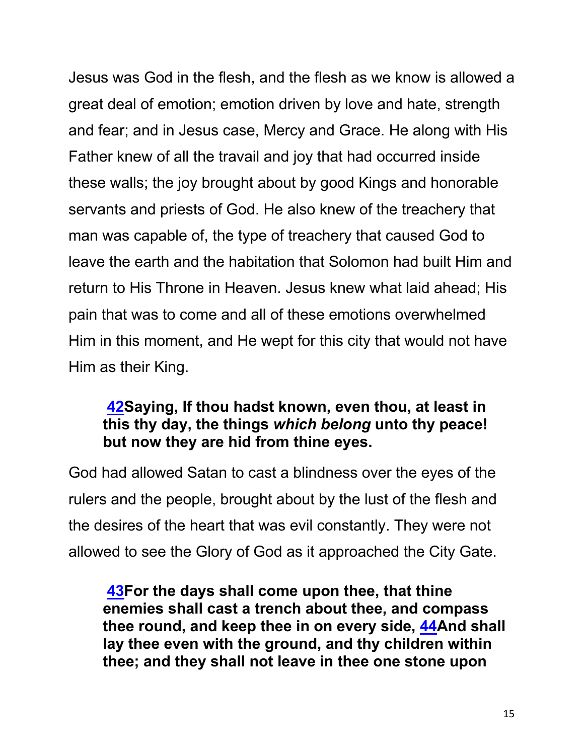Jesus was God in the flesh, and the flesh as we know is allowed a great deal of emotion; emotion driven by love and hate, strength and fear; and in Jesus case, Mercy and Grace. He along with His Father knew of all the travail and joy that had occurred inside these walls; the joy brought about by good Kings and honorable servants and priests of God. He also knew of the treachery that man was capable of, the type of treachery that caused God to leave the earth and the habitation that Solomon had built Him and return to His Throne in Heaven. Jesus knew what laid ahead; His pain that was to come and all of these emotions overwhelmed Him in this moment, and He wept for this city that would not have Him as their King.

> **42Saying, If thou hadst known, even thou, at least in this thy day, the things *which belong* unto thy peace! but now they are hid from thine eyes.**

God had allowed Satan to cast a blindness over the eyes of the rulers and the people, brought about by the lust of the flesh and the desires of the heart that was evil constantly. They were not allowed to see the Glory of God as it approached the City Gate.

> **43For the days shall come upon thee, that thine enemies shall cast a trench about thee, and compass thee round, and keep thee in on every side, 44And shall lay thee even with the ground, and thy children within thee; and they shall not leave in thee one stone upon**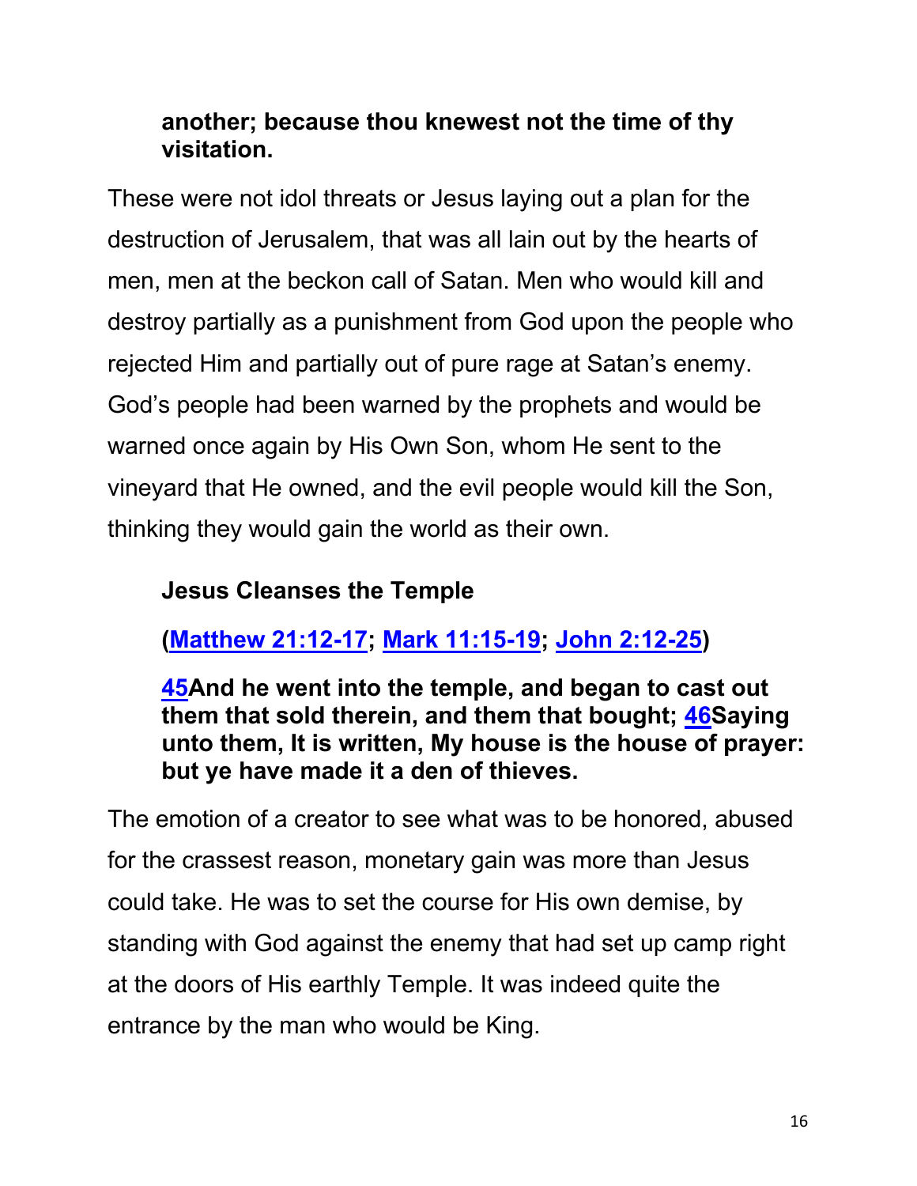**another; because thou knewest not the time of thy visitation.**

These were not idol threats or Jesus laying out a plan for the destruction of Jerusalem, that was all lain out by the hearts of men, men at the beckon call of Satan. Men who would kill and destroy partially as a punishment from God upon the people who rejected Him and partially out of pure rage at Satan's enemy. God's people had been warned by the prophets and would be warned once again by His Own Son, whom He sent to the vineyard that He owned, and the evil people would kill the Son, thinking they would gain the world as their own.

**Jesus Cleanses the Temple**

**(Matthew 21:12-17; Mark 11:15-19; John 2:12-25)**

**45And he went into the temple, and began to cast out them that sold therein, and them that bought; 46Saying unto them, It is written, My house is the house of prayer: but ye have made it a den of thieves.**

The emotion of a creator to see what was to be honored, abused for the crassest reason, monetary gain was more than Jesus could take. He was to set the course for His own demise, by standing with God against the enemy that had set up camp right at the doors of His earthly Temple. It was indeed quite the entrance by the man who would be King.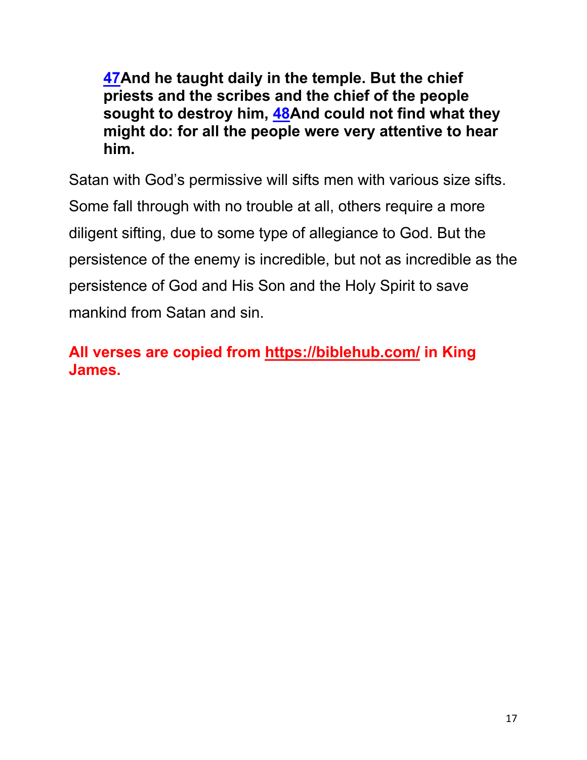**47And he taught daily in the temple. But the chief priests and the scribes and the chief of the people sought to destroy him, 48And could not find what they might do: for all the people were very attentive to hear him.**

Satan with God's permissive will sifts men with various size sifts. Some fall through with no trouble at all, others require a more diligent sifting, due to some type of allegiance to God. But the persistence of the enemy is incredible, but not as incredible as the persistence of God and His Son and the Holy Spirit to save mankind from Satan and sin.

**All verses are copied from https://biblehub.com/ in King James.**